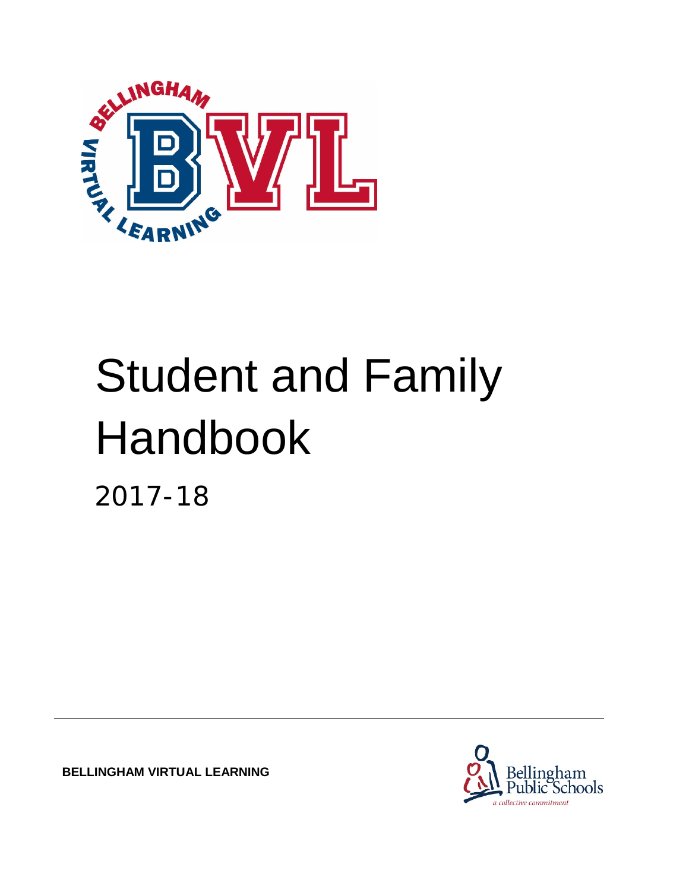# Student and Family Handbook

2017-18

**BELLINGHAM VIRTUAL LEARNING**

Bellingham Public Schools

*a collective commitment*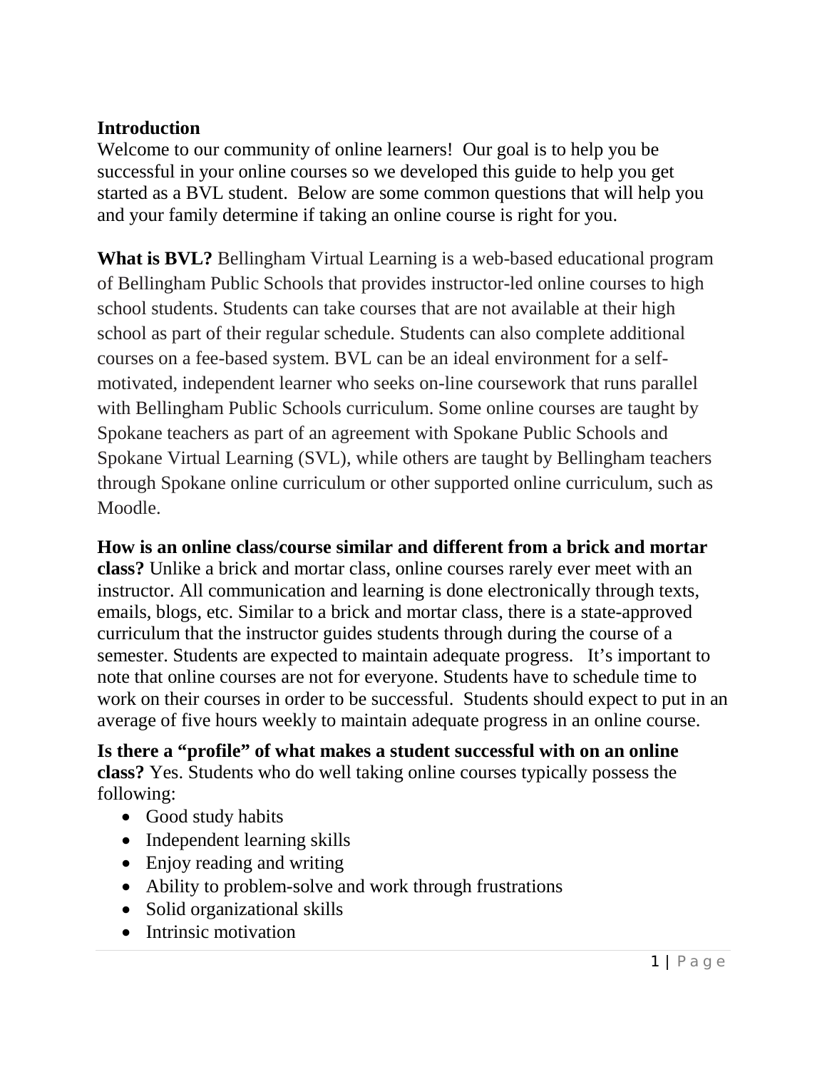**Introduction**

Welcome to our community of online learners! Our goal is to help you be successful in your online courses so we developed this guide to help you get started as a BVL student. Below are some common questions that will help you and your family determine if taking an online course is right for you.

**What is BVL?** Bellingham Virtual Learning is a web-based educational program of Bellingham Public Schools that provides instructor-led online courses to high school students. Students can take courses that are not available at their high school as part of their regular schedule. Students can also complete additional courses on a fee-based system. BVL can be an ideal environment for a self-motivated, independent learner who seeks on-line coursework that runs parallel with Bellingham Public Schools curriculum. Some online courses are taught by Spokane teachers as part of an agreement with Spokane Public Schools and Spokane Virtual Learning (SVL), while others are taught by Bellingham teachers through Spokane online curriculum or other supported online curriculum, such as Moodle.

**How is an online class/course similar and different from a brick and mortar class?** Unlike a brick and mortar class, online courses rarely ever meet with an instructor. All communication and learning is done electronically through texts, emails, blogs, etc. Similar to a brick and mortar class, there is a state-approved curriculum that the instructor guides students through during the course of a semester. Students are expected to maintain adequate progress. It's important to note that online courses are not for everyone. Students have to schedule time to work on their courses in order to be successful. Students should expect to put in an average of five hours weekly to maintain adequate progress in an online course.

**Is there a "profile" of what makes a student successful with on an online class?** Yes. Students who do well taking online courses typically possess the following:

- Good study habits
- Independent learning skills
- Enjoy reading and writing
- Ability to problem-solve and work through frustrations
- Solid organizational skills
- Intrinsic motivation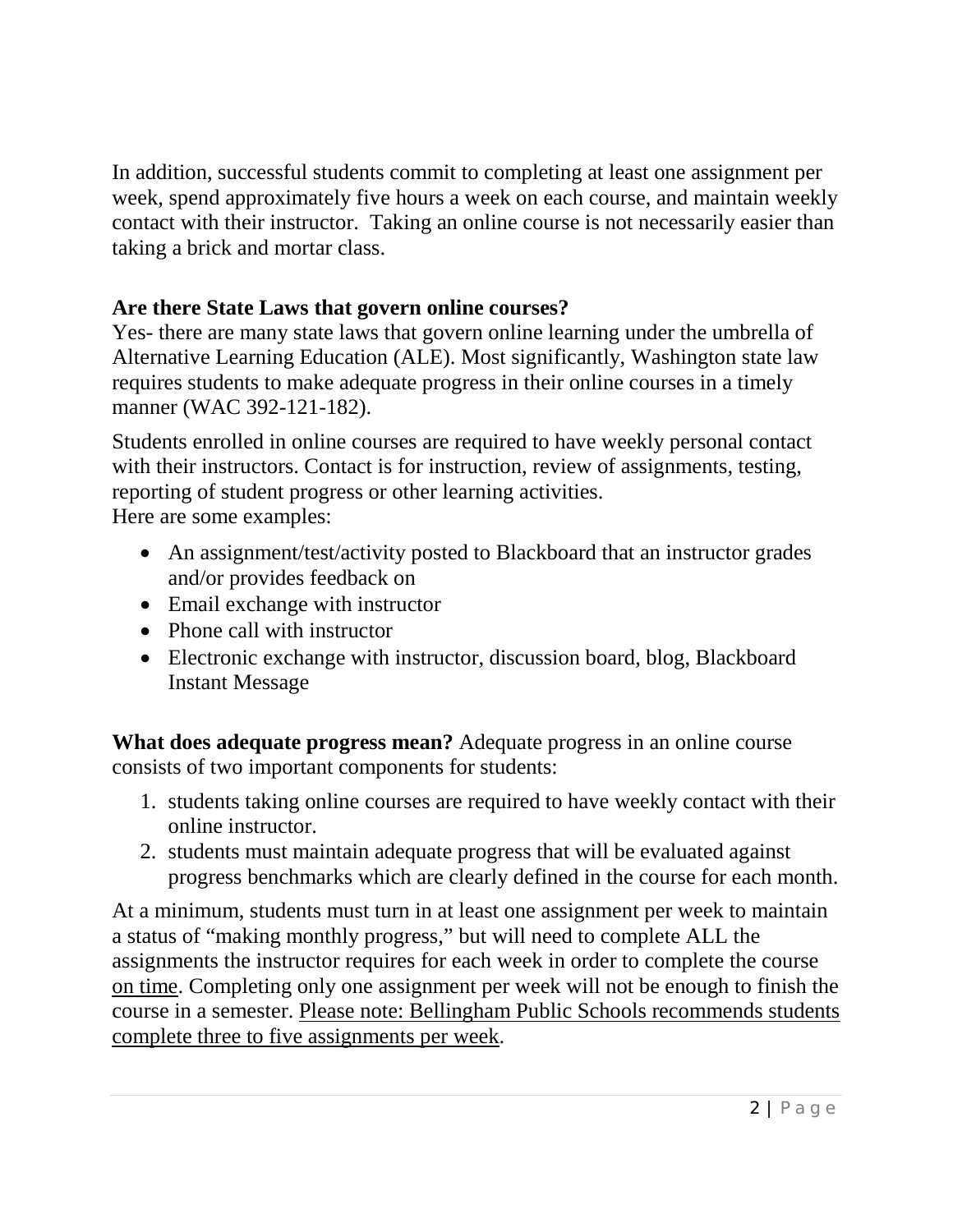In addition, successful students commit to completing at least one assignment per week, spend approximately five hours a week on each course, and maintain weekly contact with their instructor. Taking an online course is not necessarily easier than taking a brick and mortar class.

**Are there State Laws that govern online courses?**

Yes- there are many state laws that govern online learning under the umbrella of Alternative Learning Education (ALE). Most significantly, Washington state law requires students to make adequate progress in their online courses in a timely manner (WAC 392-121-182).

Students enrolled in online courses are required to have weekly personal contact with their instructors. Contact is for instruction, review of assignments, testing, reporting of student progress or other learning activities.
Here are some examples:

- An assignment/test/activity posted to Blackboard that an instructor grades and/or provides feedback on
- Email exchange with instructor
- Phone call with instructor
- Electronic exchange with instructor, discussion board, blog, Blackboard Instant Message

**What does adequate progress mean?** Adequate progress in an online course consists of two important components for students:

1. students taking online courses are required to have weekly contact with their online instructor.
2. students must maintain adequate progress that will be evaluated against progress benchmarks which are clearly defined in the course for each month.

At a minimum, students must turn in at least one assignment per week to maintain a status of "making monthly progress," but will need to complete ALL the assignments the instructor requires for each week in order to complete the course on time. Completing only one assignment per week will not be enough to finish the course in a semester. Please note: Bellingham Public Schools recommends students complete three to five assignments per week.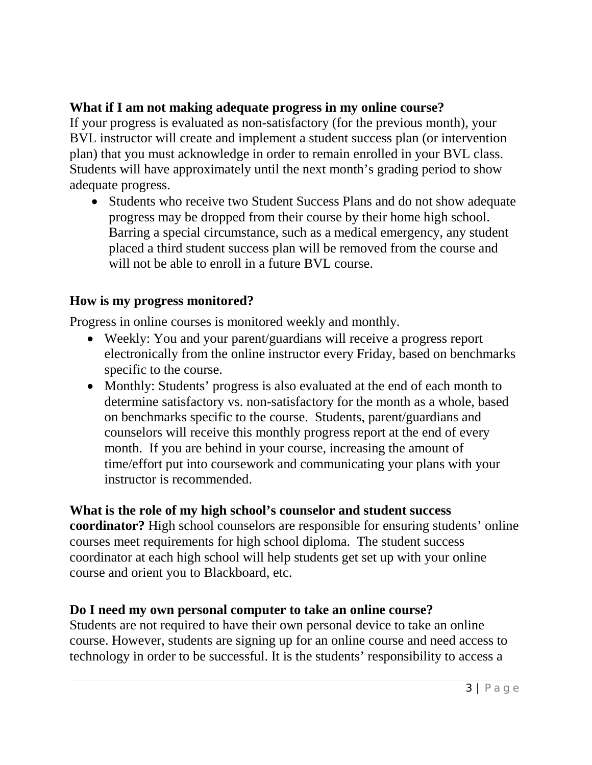**What if I am not making adequate progress in my online course?**
If your progress is evaluated as non-satisfactory (for the previous month), your BVL instructor will create and implement a student success plan (or intervention plan) that you must acknowledge in order to remain enrolled in your BVL class. Students will have approximately until the next month's grading period to show adequate progress.

- Students who receive two Student Success Plans and do not show adequate progress may be dropped from their course by their home high school. Barring a special circumstance, such as a medical emergency, any student placed a third student success plan will be removed from the course and will not be able to enroll in a future BVL course.

**How is my progress monitored?**

Progress in online courses is monitored weekly and monthly.

- Weekly: You and your parent/guardians will receive a progress report electronically from the online instructor every Friday, based on benchmarks specific to the course.
- Monthly: Students' progress is also evaluated at the end of each month to determine satisfactory vs. non-satisfactory for the month as a whole, based on benchmarks specific to the course. Students, parent/guardians and counselors will receive this monthly progress report at the end of every month. If you are behind in your course, increasing the amount of time/effort put into coursework and communicating your plans with your instructor is recommended.

**What is the role of my high school's counselor and student success coordinator?** High school counselors are responsible for ensuring students' online courses meet requirements for high school diploma. The student success coordinator at each high school will help students get set up with your online course and orient you to Blackboard, etc.

**Do I need my own personal computer to take an online course?**
Students are not required to have their own personal device to take an online course. However, students are signing up for an online course and need access to technology in order to be successful. It is the students' responsibility to access a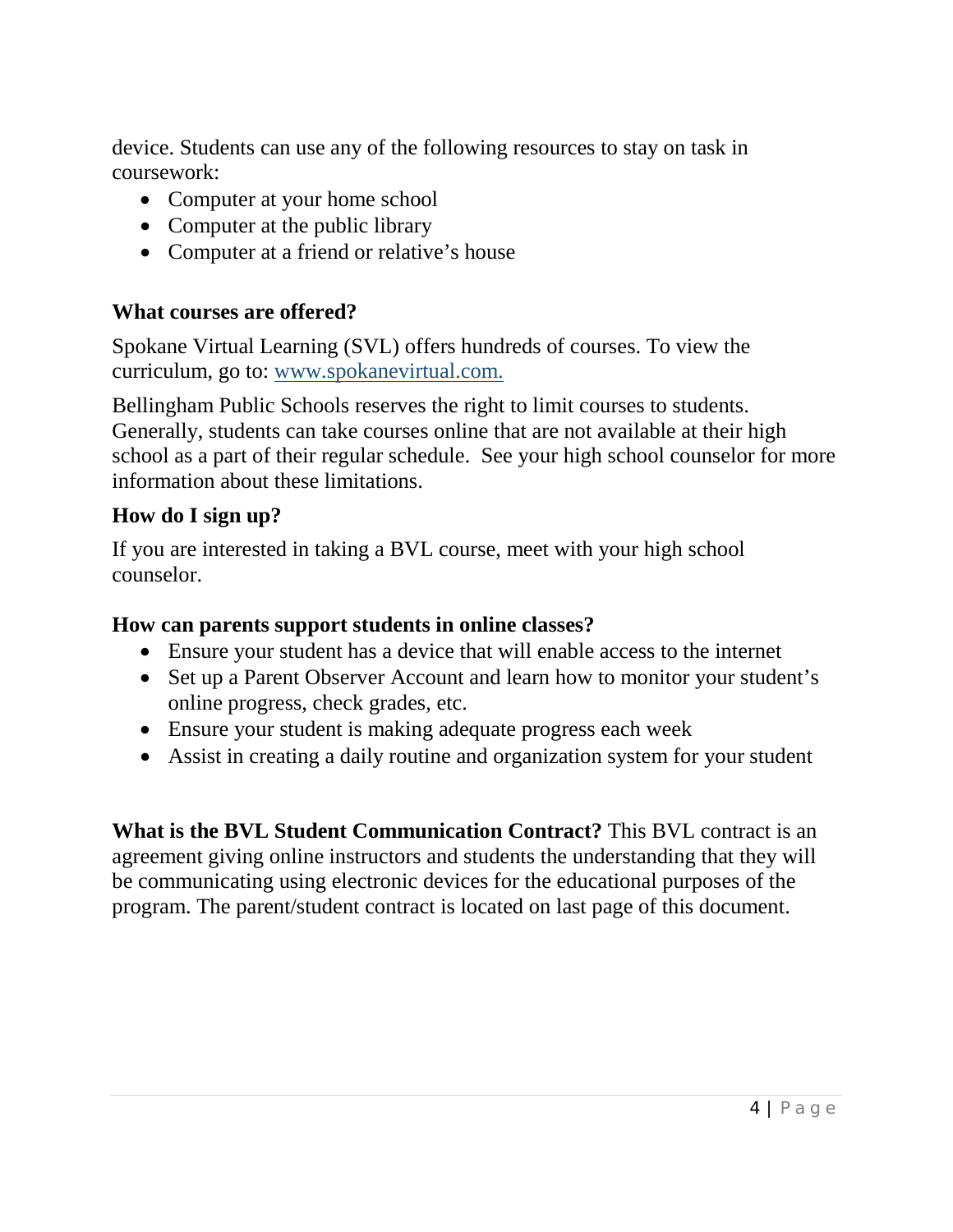device. Students can use any of the following resources to stay on task in coursework:

- Computer at your home school
- Computer at the public library
- Computer at a friend or relative's house

### What courses are offered?

Spokane Virtual Learning (SVL) offers hundreds of courses. To view the curriculum, go to: [www.spokanevirtual.com.](http://www.spokanevirtual.com)

Bellingham Public Schools reserves the right to limit courses to students. Generally, students can take courses online that are not available at their high school as a part of their regular schedule. See your high school counselor for more information about these limitations.

### How do I sign up?

If you are interested in taking a BVL course, meet with your high school counselor.

### How can parents support students in online classes?

- Ensure your student has a device that will enable access to the internet
- Set up a Parent Observer Account and learn how to monitor your student's online progress, check grades, etc.
- Ensure your student is making adequate progress each week
- Assist in creating a daily routine and organization system for your student

**What is the BVL Student Communication Contract?** This BVL contract is an agreement giving online instructors and students the understanding that they will be communicating using electronic devices for the educational purposes of the program. The parent/student contract is located on last page of this document.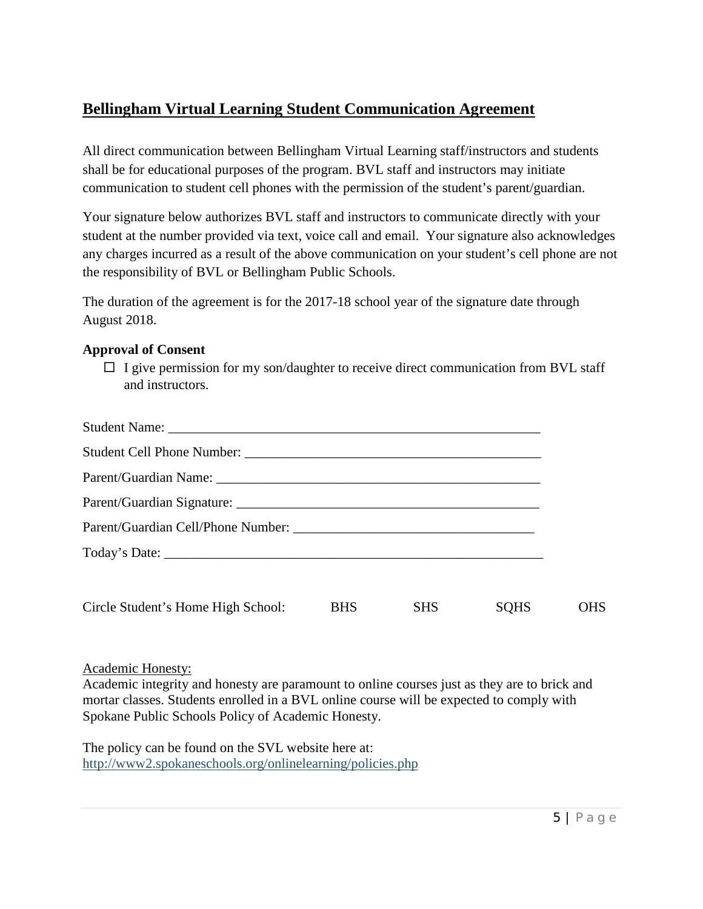## Bellingham Virtual Learning Student Communication Agreement

All direct communication between Bellingham Virtual Learning staff/instructors and students shall be for educational purposes of the program. BVL staff and instructors may initiate communication to student cell phones with the permission of the student's parent/guardian.

Your signature below authorizes BVL staff and instructors to communicate directly with your student at the number provided via text, voice call and email. Your signature also acknowledges any charges incurred as a result of the above communication on your student's cell phone are not the responsibility of BVL or Bellingham Public Schools.

The duration of the agreement is for the 2017-18 school year of the signature date through August 2018.

**Approval of Consent**

- ☐ I give permission for my son/daughter to receive direct communication from BVL staff and instructors.

Student Name: _______________________________________________________

Student Cell Phone Number: ___________________________________________

Parent/Guardian Name: _______________________________________________

Parent/Guardian Signature: ____________________________________________

Parent/Guardian Cell/Phone Number: ___________________________________

Today's Date: ________________________________________________________

Circle Student's Home High School: BHS SHS SQHS OHS

Academic Honesty:

Academic integrity and honesty are paramount to online courses just as they are to brick and mortar classes. Students enrolled in a BVL online course will be expected to comply with Spokane Public Schools Policy of Academic Honesty.

The policy can be found on the SVL website here at: http://www2.spokaneschools.org/onlinelearning/policies.php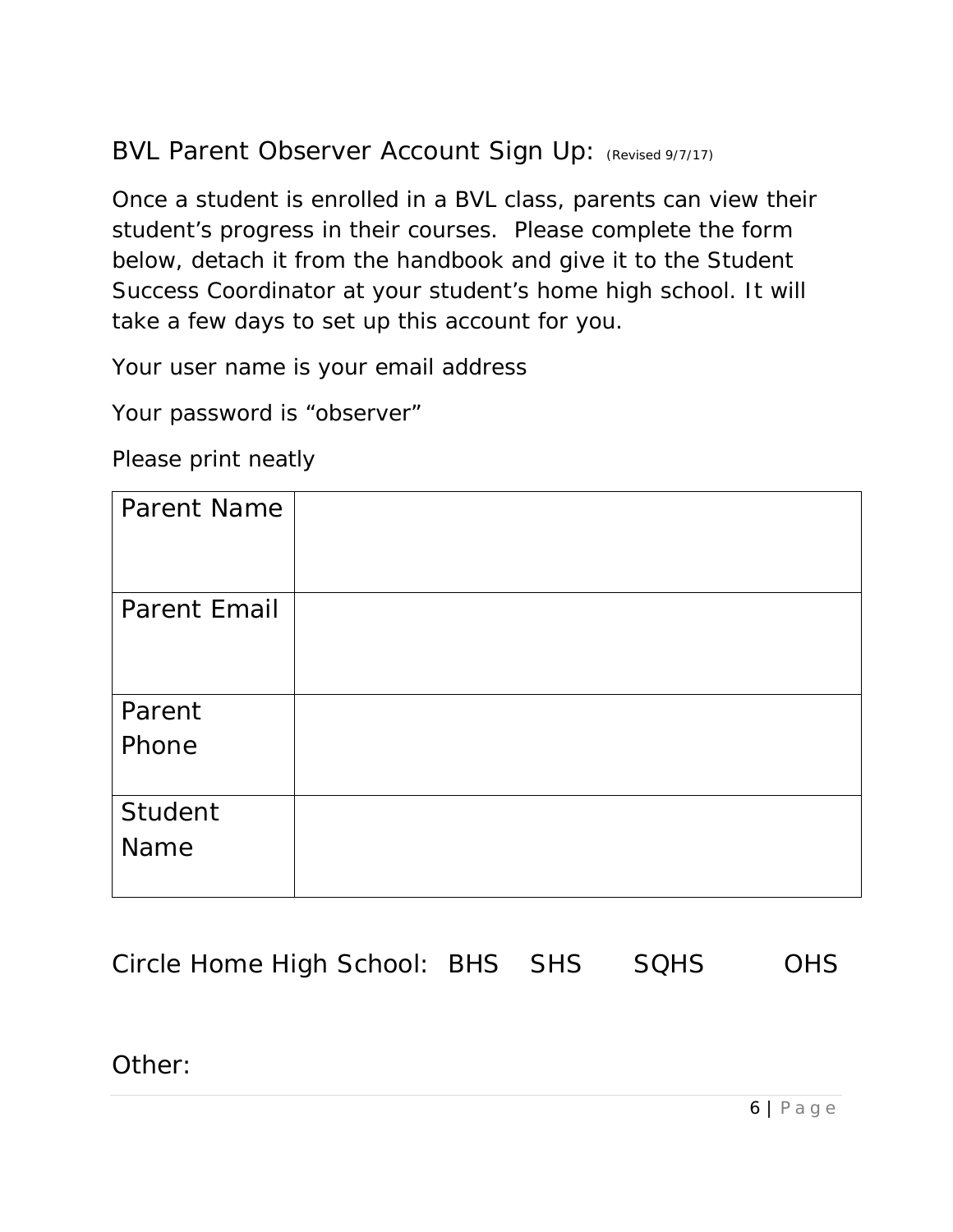## BVL Parent Observer Account Sign Up: (Revised 9/7/17)

Once a student is enrolled in a BVL class, parents can view their student's progress in their courses. Please complete the form below, detach it from the handbook and give it to the Student Success Coordinator at your student's home high school. It will take a few days to set up this account for you.

Your user name is your email address

Your password is "observer"

Please print neatly

| | |
|---|---|
| Parent Name | |
| Parent Email | |
| Parent Phone | |
| Student Name | |

Circle Home High School: BHS SHS SQHS OHS

Other: